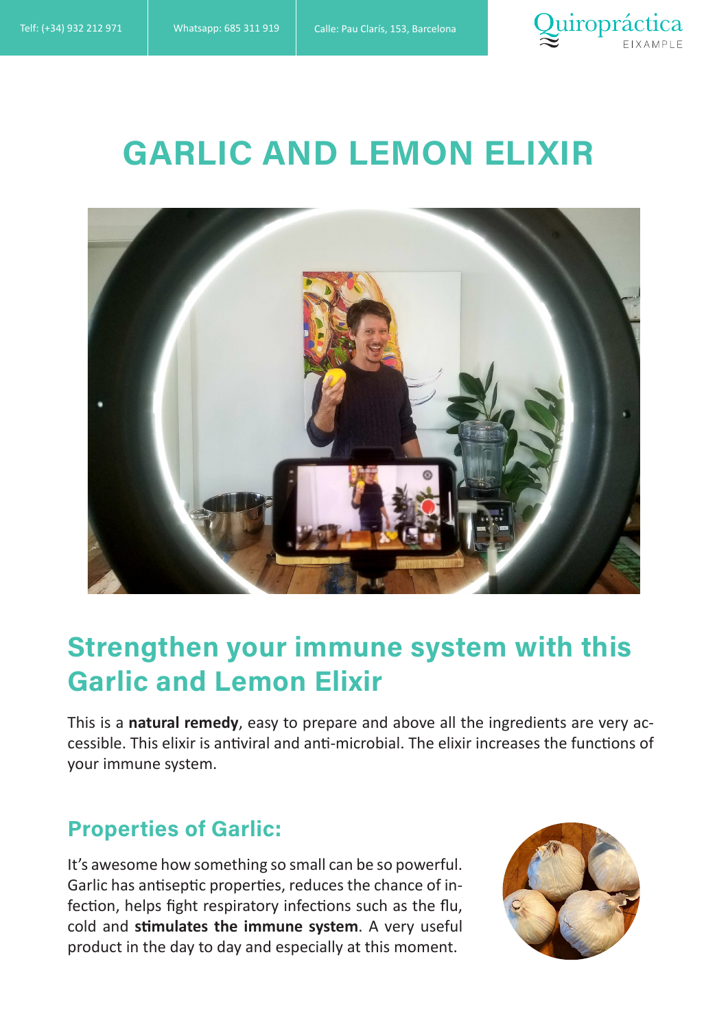# GARLIC AND LEMON ELIXIR

## Strengthen your immune system with this Garlic and Lemon Elixir

This is a **natural remedy**, easy to prepare and above all the ingredients are very accessible. This elixir is antiviral and anti-microbial. The elixir increases the functions of your immune system.

### Properties of Garlic:

It's awesome how something so small can be so powerful. Garlic has antiseptic properties, reduces the chance of infection, helps fight respiratory infections such as the flu, cold and **stimulates the immune system**. A very useful product in the day to day and especially at this moment.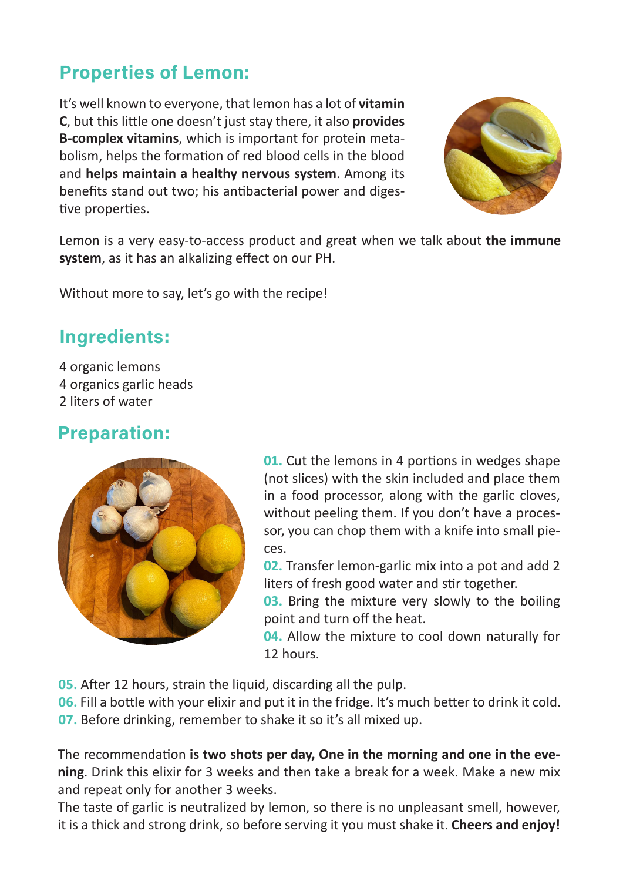## Properties of Lemon:

It's well known to everyone, that lemon has a lot of **vitamin C**, but this little one doesn't just stay there, it also **provides B-complex vitamins**, which is important for protein metabolism, helps the formation of red blood cells in the blood and **helps maintain a healthy nervous system**. Among its benefits stand out two; his antibacterial power and digestive properties.

Lemon is a very easy-to-access product and great when we talk about **the immune system**, as it has an alkalizing effect on our PH.

Without more to say, let's go with the recipe!

## Ingredients:

4 organic lemons
4 organics garlic heads
2 liters of water

## Preparation:

**01.** Cut the lemons in 4 portions in wedges shape (not slices) with the skin included and place them in a food processor, along with the garlic cloves, without peeling them. If you don't have a processor, you can chop them with a knife into small pieces.
**02.** Transfer lemon-garlic mix into a pot and add 2 liters of fresh good water and stir together.
**03.** Bring the mixture very slowly to the boiling point and turn off the heat.
**04.** Allow the mixture to cool down naturally for 12 hours.
**05.** After 12 hours, strain the liquid, discarding all the pulp.
**06.** Fill a bottle with your elixir and put it in the fridge. It's much better to drink it cold.
**07.** Before drinking, remember to shake it so it's all mixed up.

The recommendation **is two shots per day, One in the morning and one in the evening**. Drink this elixir for 3 weeks and then take a break for a week. Make a new mix and repeat only for another 3 weeks.
The taste of garlic is neutralized by lemon, so there is no unpleasant smell, however, it is a thick and strong drink, so before serving it you must shake it. **Cheers and enjoy!**